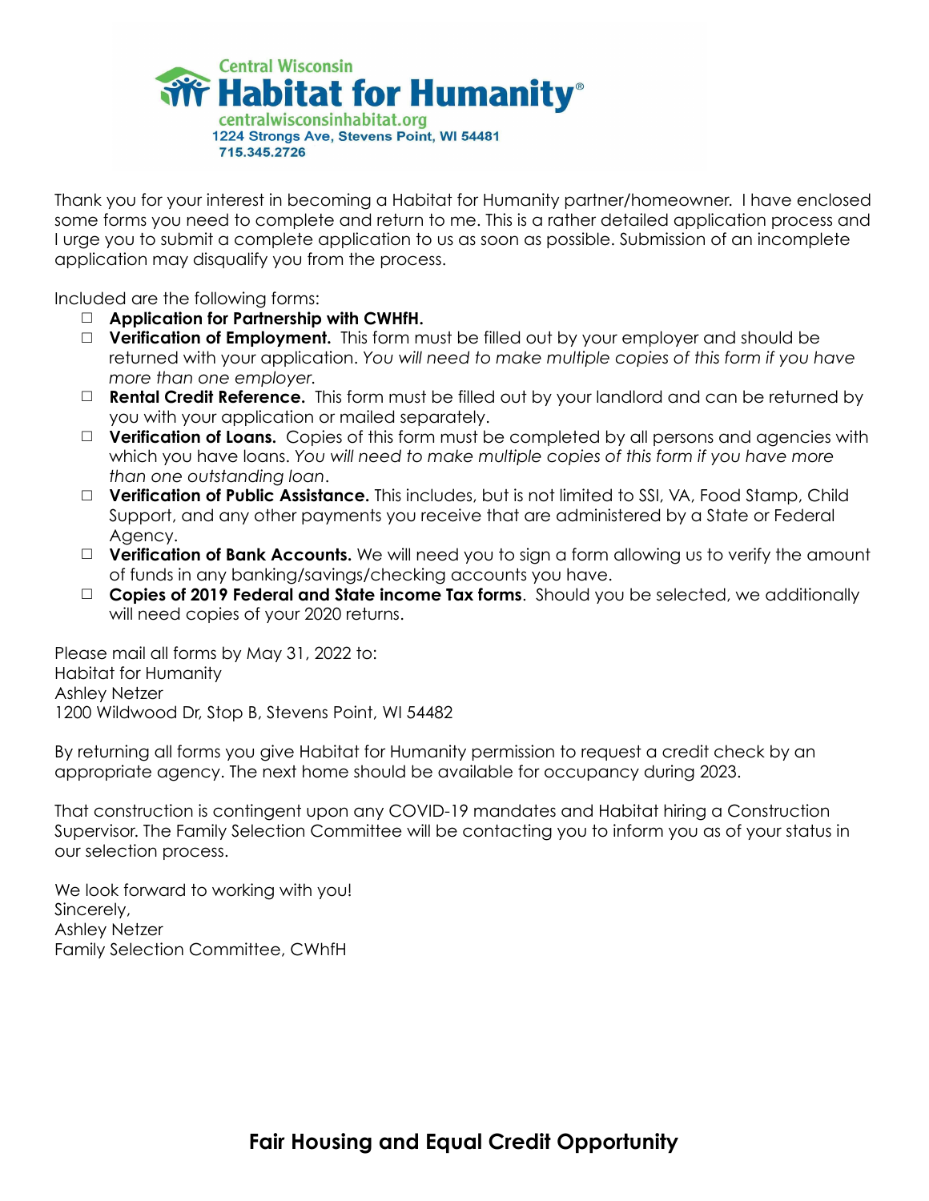Central Wisconsin
**Habitat for Humanity®**
centralwisconsinhabitat.org
1224 Strongs Ave, Stevens Point, WI 54481
715.345.2726

Thank you for your interest in becoming a Habitat for Humanity partner/homeowner. I have enclosed some forms you need to complete and return to me. This is a rather detailed application process and I urge you to submit a complete application to us as soon as possible. Submission of an incomplete application may disqualify you from the process.

Included are the following forms:

- ☐ **Application for Partnership with CWHfH.**
- ☐ **Verification of Employment.** This form must be filled out by your employer and should be returned with your application. *You will need to make multiple copies of this form if you have more than one employer.*
- ☐ **Rental Credit Reference.** This form must be filled out by your landlord and can be returned by you with your application or mailed separately.
- ☐ **Verification of Loans.** Copies of this form must be completed by all persons and agencies with which you have loans. *You will need to make multiple copies of this form if you have more than one outstanding loan*.
- ☐ **Verification of Public Assistance.** This includes, but is not limited to SSI, VA, Food Stamp, Child Support, and any other payments you receive that are administered by a State or Federal Agency.
- ☐ **Verification of Bank Accounts.** We will need you to sign a form allowing us to verify the amount of funds in any banking/savings/checking accounts you have.
- ☐ **Copies of 2019 Federal and State income Tax forms**. Should you be selected, we additionally will need copies of your 2020 returns.

Please mail all forms by May 31, 2022 to:
Habitat for Humanity
Ashley Netzer
1200 Wildwood Dr, Stop B, Stevens Point, WI 54482

By returning all forms you give Habitat for Humanity permission to request a credit check by an appropriate agency. The next home should be available for occupancy during 2023.

That construction is contingent upon any COVID-19 mandates and Habitat hiring a Construction Supervisor. The Family Selection Committee will be contacting you to inform you as of your status in our selection process.

We look forward to working with you!
Sincerely,
Ashley Netzer
Family Selection Committee, CWhfH

**Fair Housing and Equal Credit Opportunity**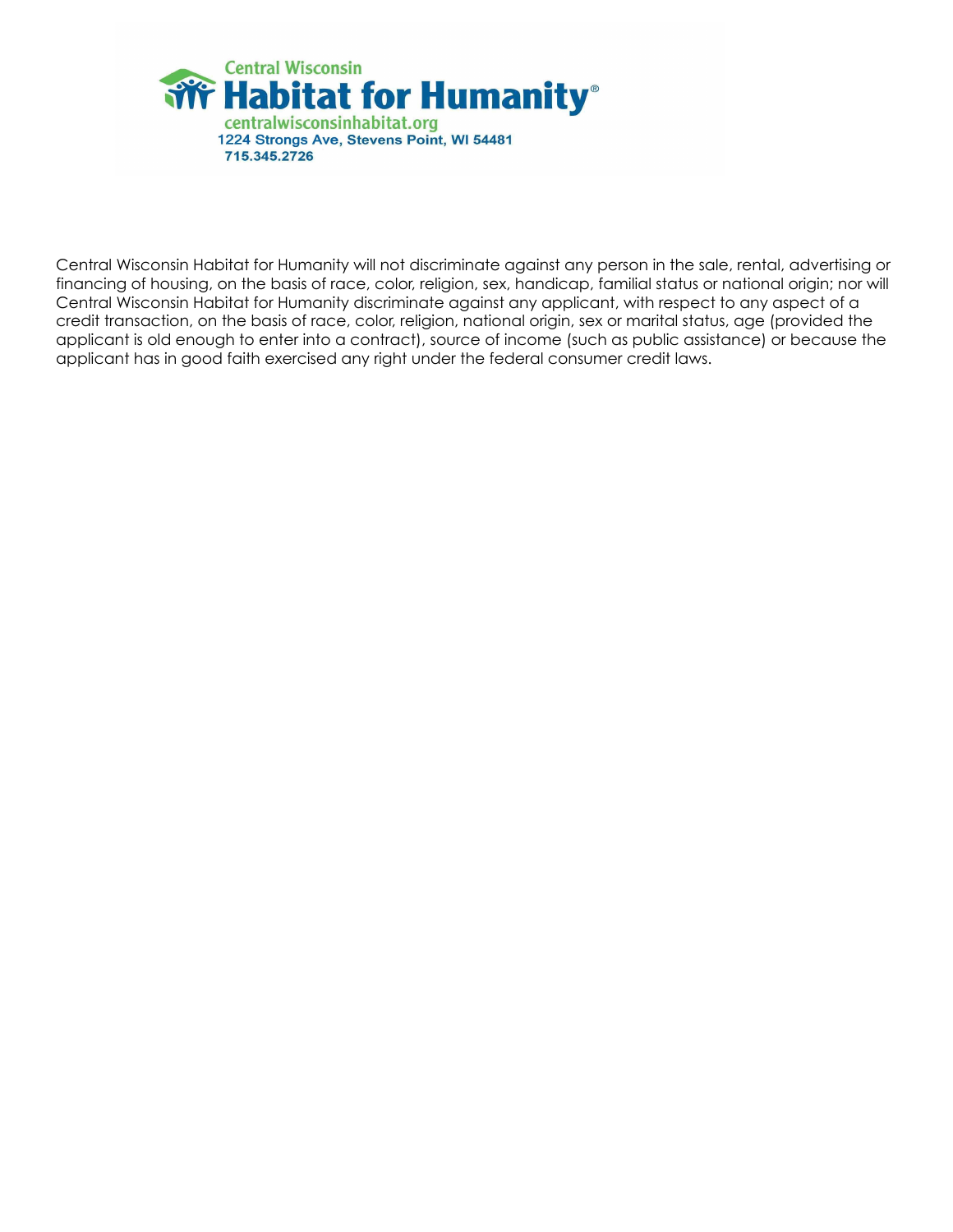Central Wisconsin
**Habitat for Humanity®**
centralwisconsinhabitat.org
1224 Strongs Ave, Stevens Point, WI 54481
715.345.2726

Central Wisconsin Habitat for Humanity will not discriminate against any person in the sale, rental, advertising or financing of housing, on the basis of race, color, religion, sex, handicap, familial status or national origin; nor will Central Wisconsin Habitat for Humanity discriminate against any applicant, with respect to any aspect of a credit transaction, on the basis of race, color, religion, national origin, sex or marital status, age (provided the applicant is old enough to enter into a contract), source of income (such as public assistance) or because the applicant has in good faith exercised any right under the federal consumer credit laws.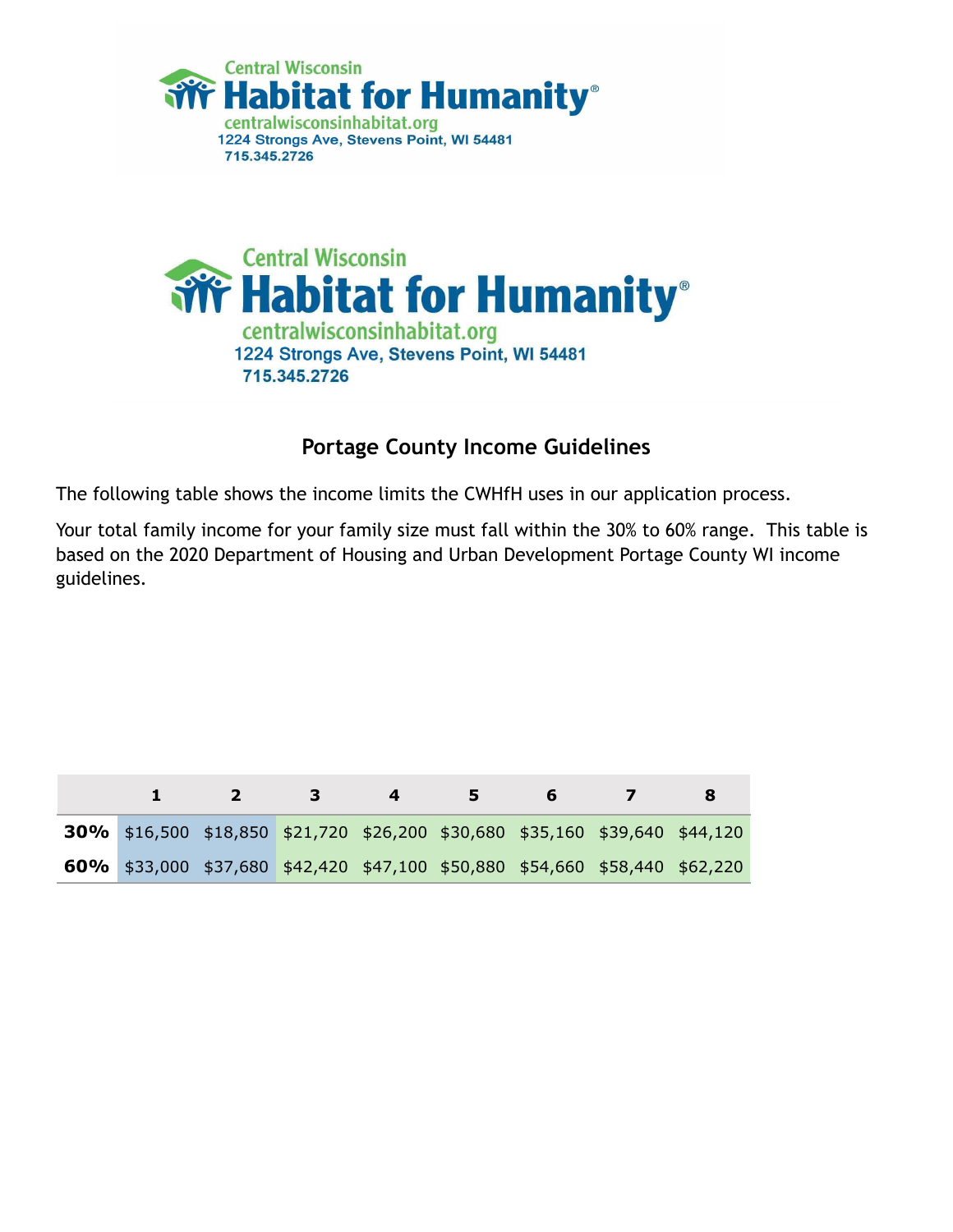Central Wisconsin
**Habitat for Humanity®**
centralwisconsinhabitat.org
1224 Strongs Ave, Stevens Point, WI 54481
715.345.2726

Central Wisconsin
**Habitat for Humanity®**
centralwisconsinhabitat.org
1224 Strongs Ave, Stevens Point, WI 54481
715.345.2726

## Portage County Income Guidelines

The following table shows the income limits the CWHfH uses in our application process.

Your total family income for your family size must fall within the 30% to 60% range. This table is based on the 2020 Department of Housing and Urban Development Portage County WI income guidelines.

| | 1 | 2 | 3 | 4 | 5 | 6 | 7 | 8 |
|---|---|---|---|---|---|---|---|---|
| **30%** | $16,500 | $18,850 | $21,720 | $26,200 | $30,680 | $35,160 | $39,640 | $44,120 |
| **60%** | $33,000 | $37,680 | $42,420 | $47,100 | $50,880 | $54,660 | $58,440 | $62,220 |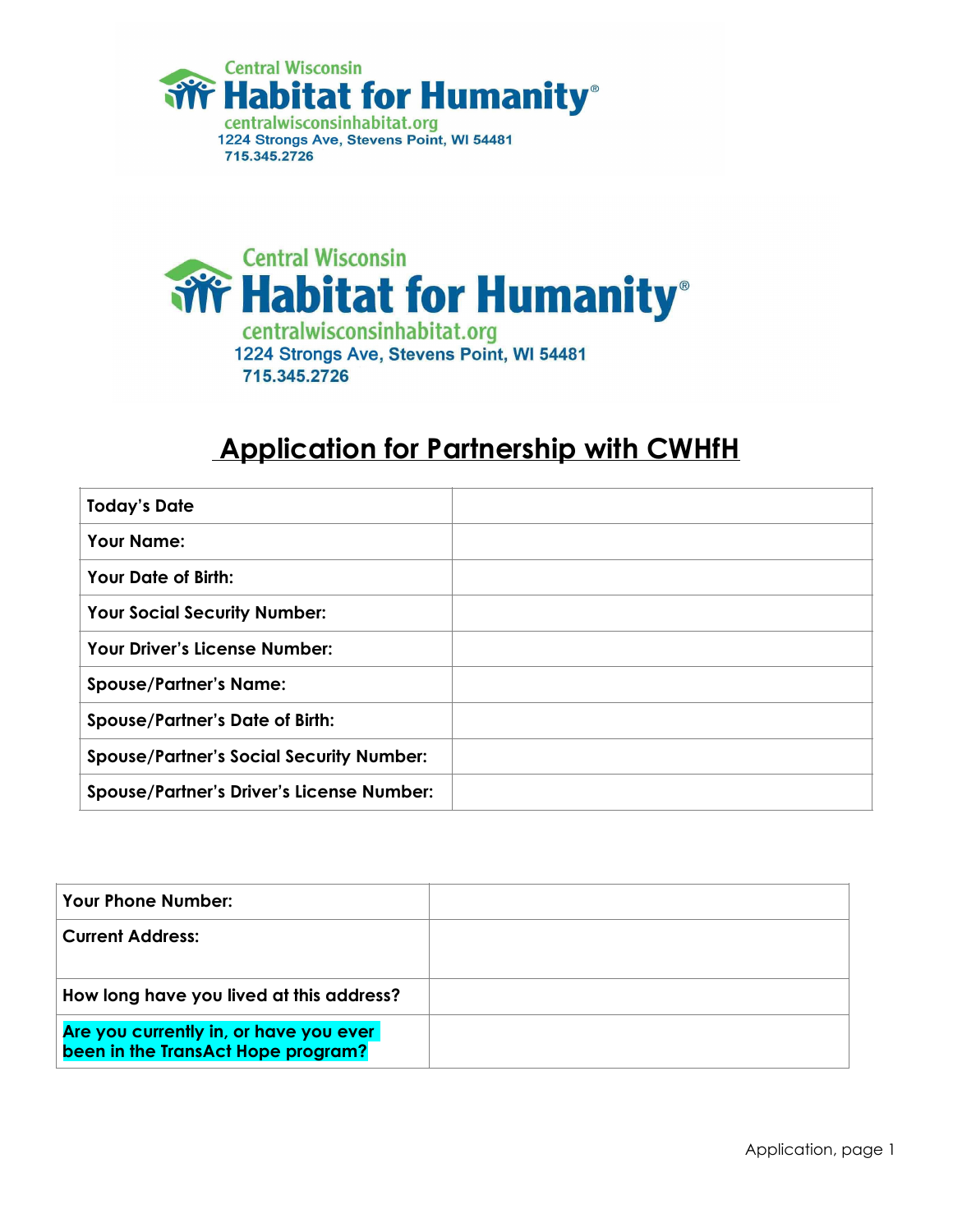Central Wisconsin
**Habitat for Humanity®**
centralwisconsinhabitat.org
1224 Strongs Ave, Stevens Point, WI 54481
715.345.2726

Central Wisconsin
**Habitat for Humanity®**
centralwisconsinhabitat.org
1224 Strongs Ave, Stevens Point, WI 54481
715.345.2726

# Application for Partnership with CWHfH

| | |
|---|---|
| **Today's Date** | |
| **Your Name:** | |
| **Your Date of Birth:** | |
| **Your Social Security Number:** | |
| **Your Driver's License Number:** | |
| **Spouse/Partner's Name:** | |
| **Spouse/Partner's Date of Birth:** | |
| **Spouse/Partner's Social Security Number:** | |
| **Spouse/Partner's Driver's License Number:** | |

| | |
|---|---|
| **Your Phone Number:** | |
| **Current Address:** | |
| **How long have you lived at this address?** | |
| **Are you currently in, or have you ever been in the TransAct Hope program?** | |

Application, page 1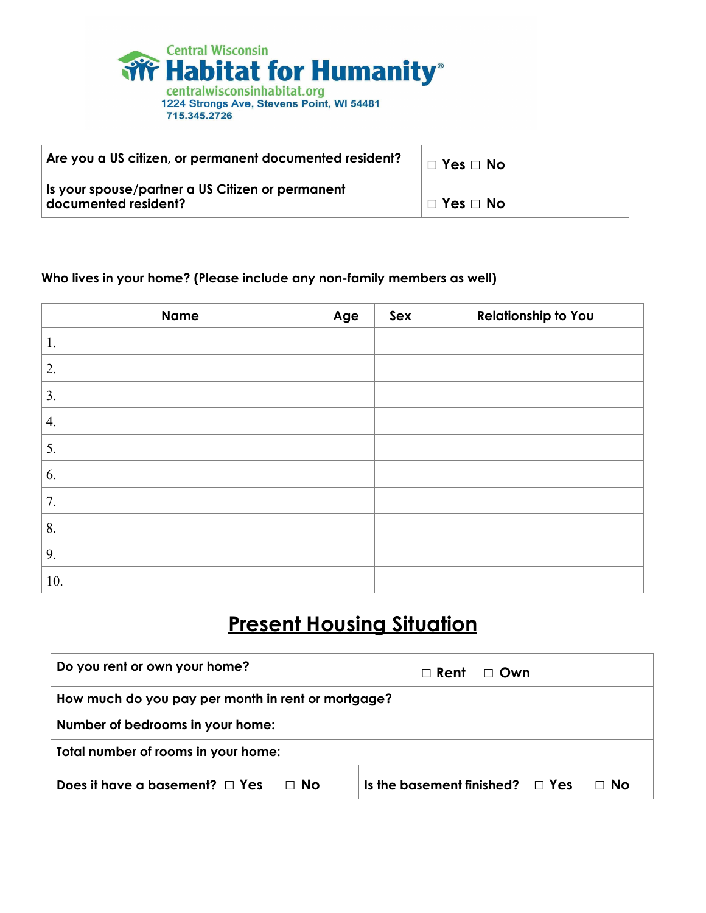Central Wisconsin
**Habitat for Humanity®**
centralwisconsinhabitat.org
1224 Strongs Ave, Stevens Point, WI 54481
715.345.2726

| | |
|---|---|
| **Are you a US citizen, or permanent documented resident?** | ☐ Yes ☐ No |
| **Is your spouse/partner a US Citizen or permanent documented resident?** | ☐ Yes ☐ No |

**Who lives in your home? (Please include any non-family members as well)**

| Name | Age | Sex | Relationship to You |
|---|---|---|---|
| 1. | | | |
| 2. | | | |
| 3. | | | |
| 4. | | | |
| 5. | | | |
| 6. | | | |
| 7. | | | |
| 8. | | | |
| 9. | | | |
| 10. | | | |

# Present Housing Situation

| | |
|---|---|
| **Do you rent or own your home?** | ☐ Rent ☐ Own |
| **How much do you pay per month in rent or mortgage?** | |
| **Number of bedrooms in your home:** | |
| **Total number of rooms in your home:** | |
| **Does it have a basement?** ☐ Yes ☐ No | **Is the basement finished?** ☐ Yes ☐ No |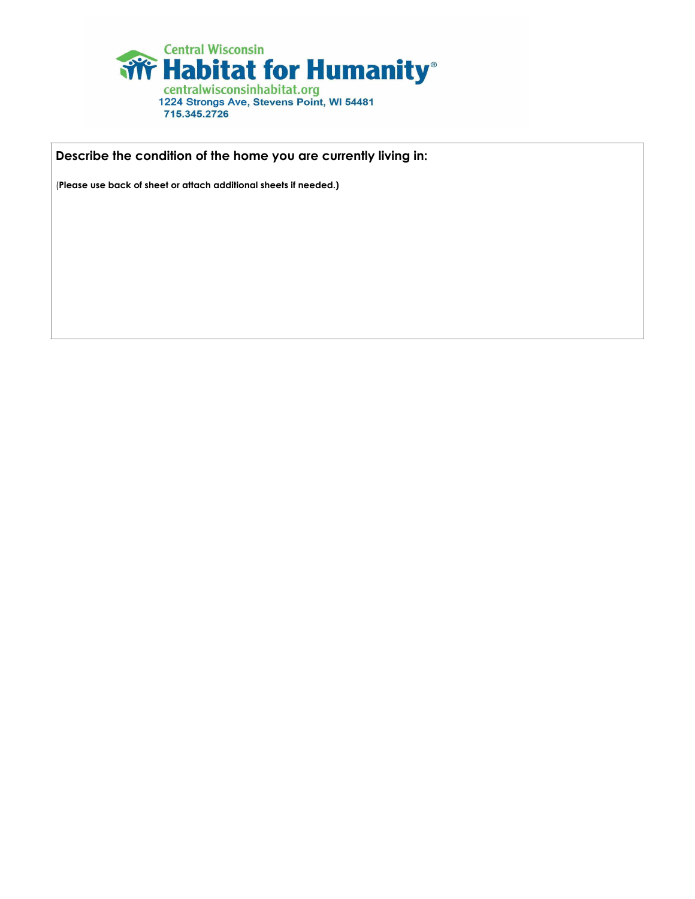Central Wisconsin
**Habitat for Humanity®**
centralwisconsinhabitat.org
1224 Strongs Ave, Stevens Point, WI 54481
715.345.2726

**Describe the condition of the home you are currently living in:**

(**Please use back of sheet or attach additional sheets if needed.)**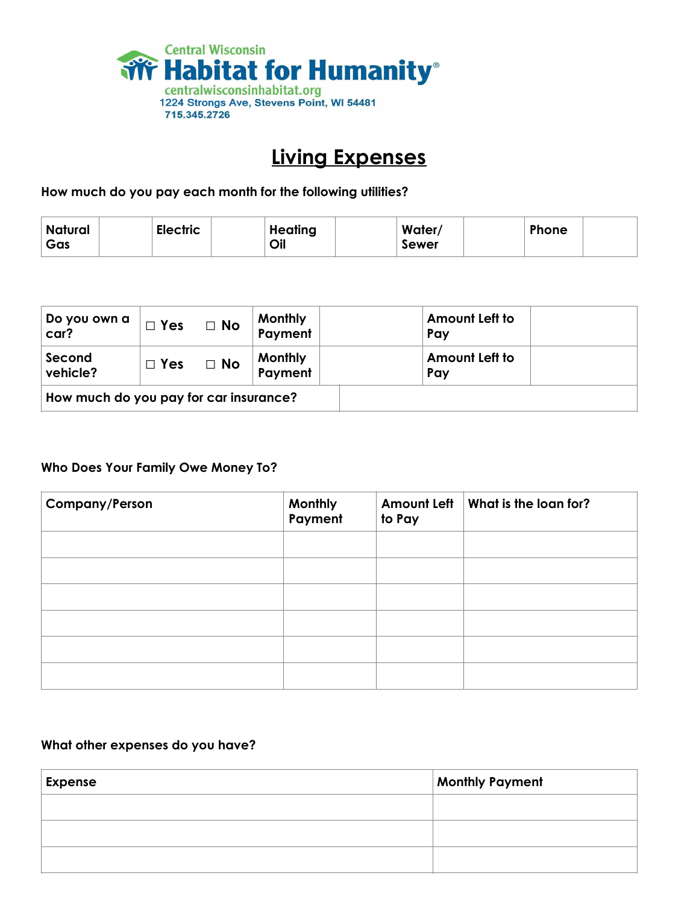Central Wisconsin
**Habitat for Humanity®**
centralwisconsinhabitat.org
1224 Strongs Ave, Stevens Point, WI 54481
715.345.2726

# Living Expenses

**How much do you pay each month for the following utilities?**

| Natural Gas | | Electric | | Heating Oil | | Water/ Sewer | | Phone | |
|---|---|---|---|---|---|---|---|---|---|

| Do you own a car? | ☐ Yes ☐ No | Monthly Payment | | Amount Left to Pay | |
|---|---|---|---|---|---|
| Second vehicle? | ☐ Yes ☐ No | Monthly Payment | | Amount Left to Pay | |
| How much do you pay for car insurance? | | | | | |

**Who Does Your Family Owe Money To?**

| Company/Person | Monthly Payment | Amount Left to Pay | What is the loan for? |
|---|---|---|---|
| | | | |
| | | | |
| | | | |
| | | | |
| | | | |
| | | | |

**What other expenses do you have?**

| Expense | Monthly Payment |
|---|---|
| | |
| | |
| | |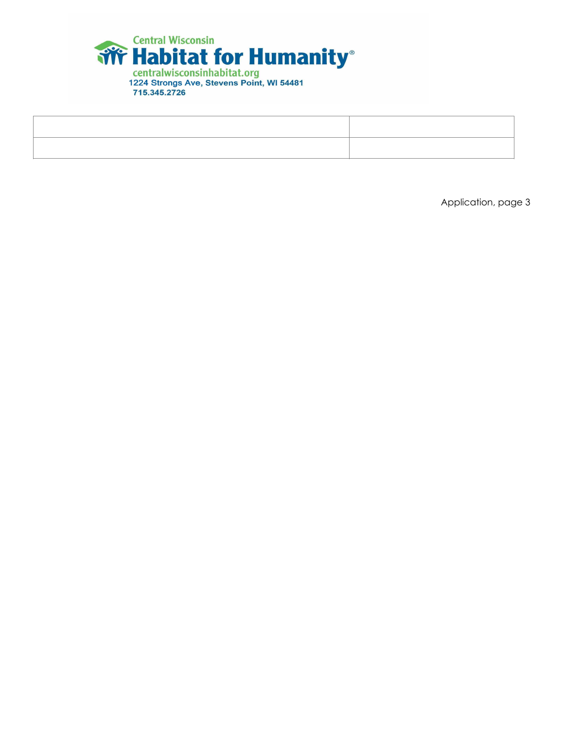Central Wisconsin
**Habitat for Humanity®**
centralwisconsinhabitat.org
1224 Strongs Ave, Stevens Point, WI 54481
715.345.2726

| | |
|---|---|
| | |

Application, page 3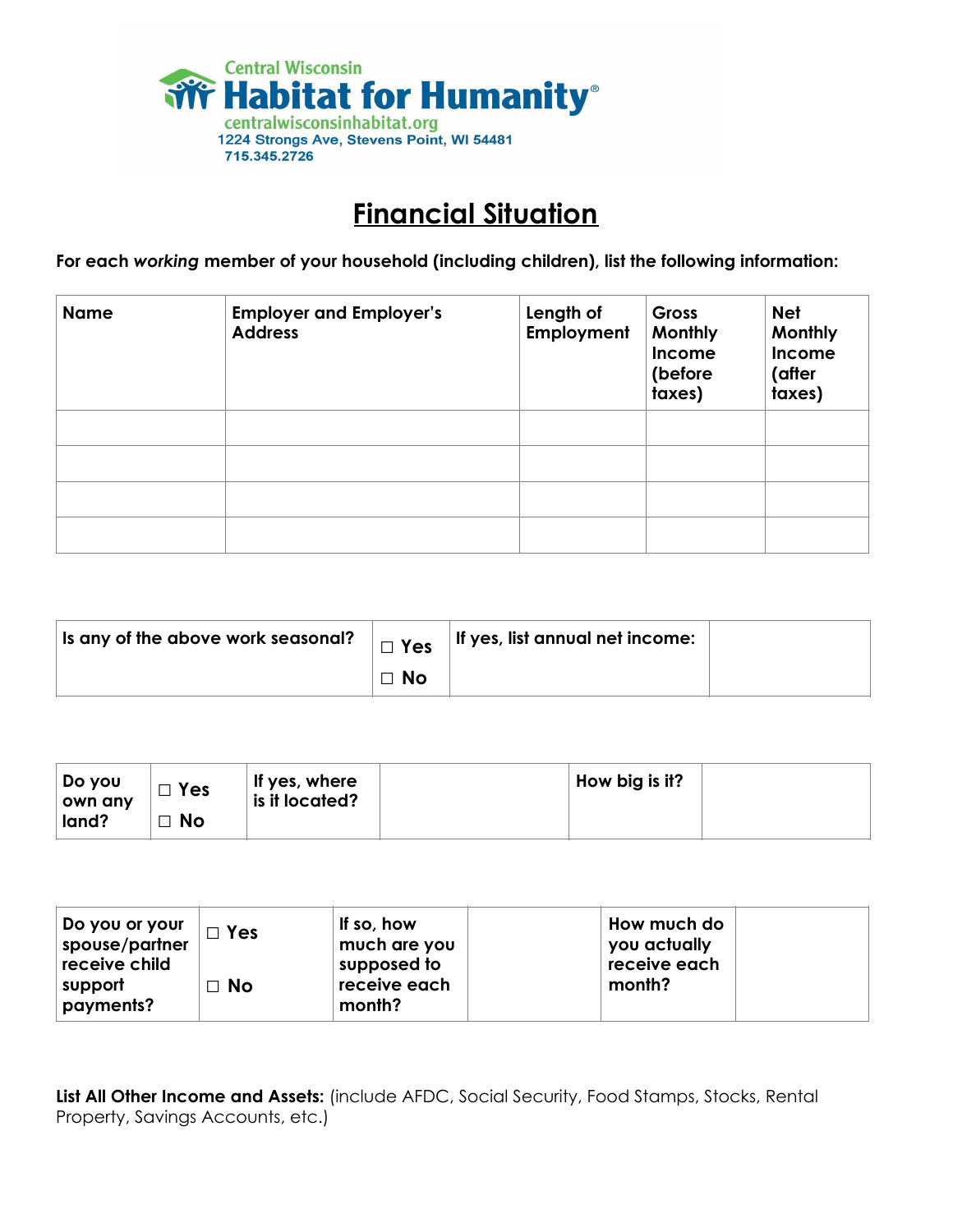Central Wisconsin
**Habitat for Humanity®**
centralwisconsinhabitat.org
1224 Strongs Ave, Stevens Point, WI 54481
715.345.2726

# Financial Situation

**For each *working* member of your household (including children), list the following information:**

| Name | Employer and Employer's Address | Length of Employment | Gross Monthly Income (before taxes) | Net Monthly Income (after taxes) |
|---|---|---|---|---|
| | | | | |
| | | | | |
| | | | | |
| | | | | |

| Is any of the above work seasonal? | ☐ Yes ☐ No | If yes, list annual net income: | |
|---|---|---|---|

| Do you own any land? | ☐ Yes ☐ No | If yes, where is it located? | | How big is it? | |
|---|---|---|---|---|---|

| Do you or your spouse/partner receive child support payments? | ☐ Yes ☐ No | If so, how much are you supposed to receive each month? | | How much do you actually receive each month? | |
|---|---|---|---|---|---|

**List All Other Income and Assets:** (include AFDC, Social Security, Food Stamps, Stocks, Rental Property, Savings Accounts, etc.)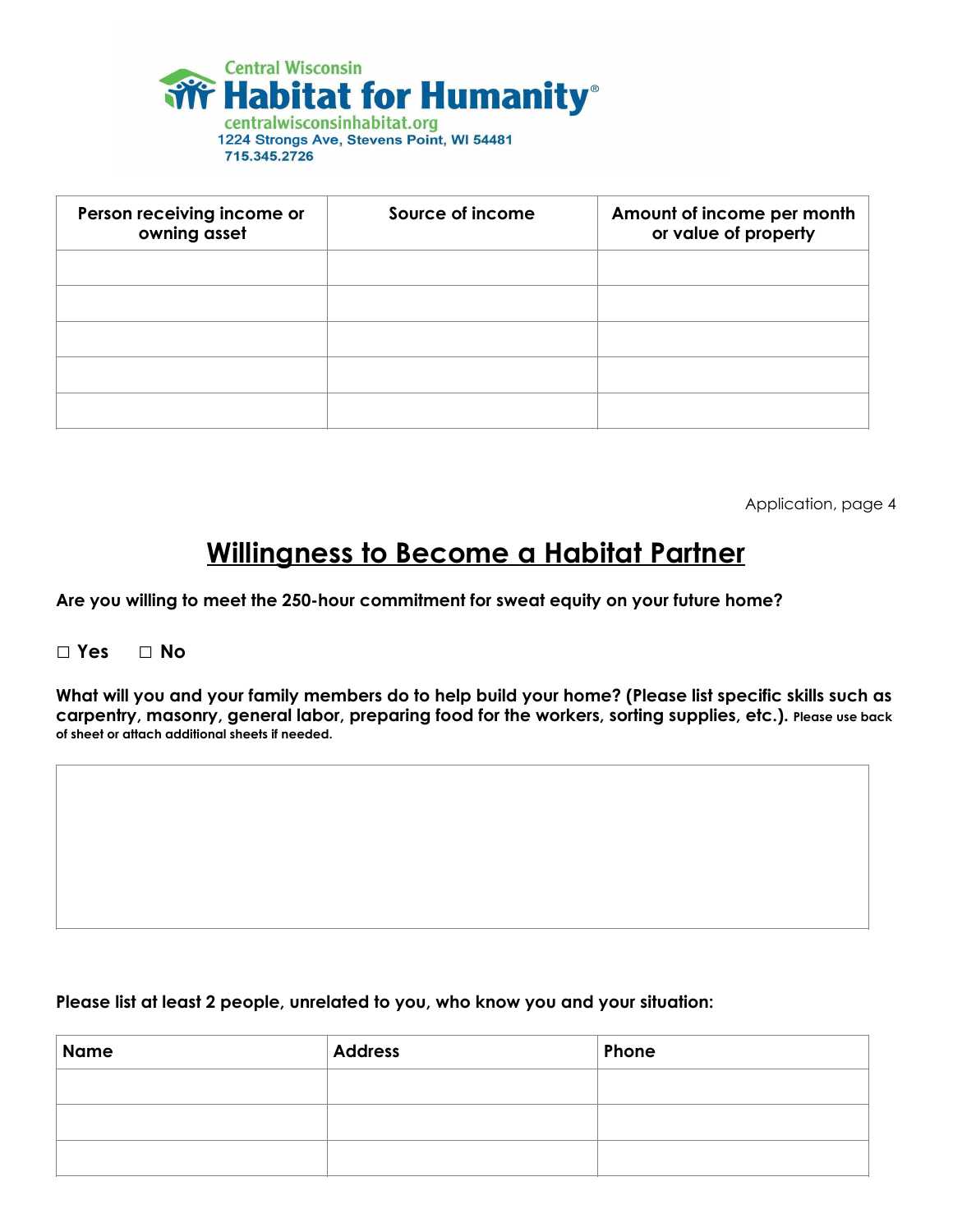Central Wisconsin
**Habitat for Humanity®**
centralwisconsinhabitat.org
1224 Strongs Ave, Stevens Point, WI 54481
715.345.2726

| Person receiving income or owning asset | Source of income | Amount of income per month or value of property |
|---|---|---|
| | | |
| | | |
| | | |
| | | |
| | | |

Application, page 4

# Willingness to Become a Habitat Partner

**Are you willing to meet the 250-hour commitment for sweat equity on your future home?**

☐ **Yes** ☐ **No**

**What will you and your family members do to help build your home? (Please list specific skills such as carpentry, masonry, general labor, preparing food for the workers, sorting supplies, etc.).** Please use back of sheet or attach additional sheets if needed.

**Please list at least 2 people, unrelated to you, who know you and your situation:**

| Name | Address | Phone |
|---|---|---|
| | | |
| | | |
| | | |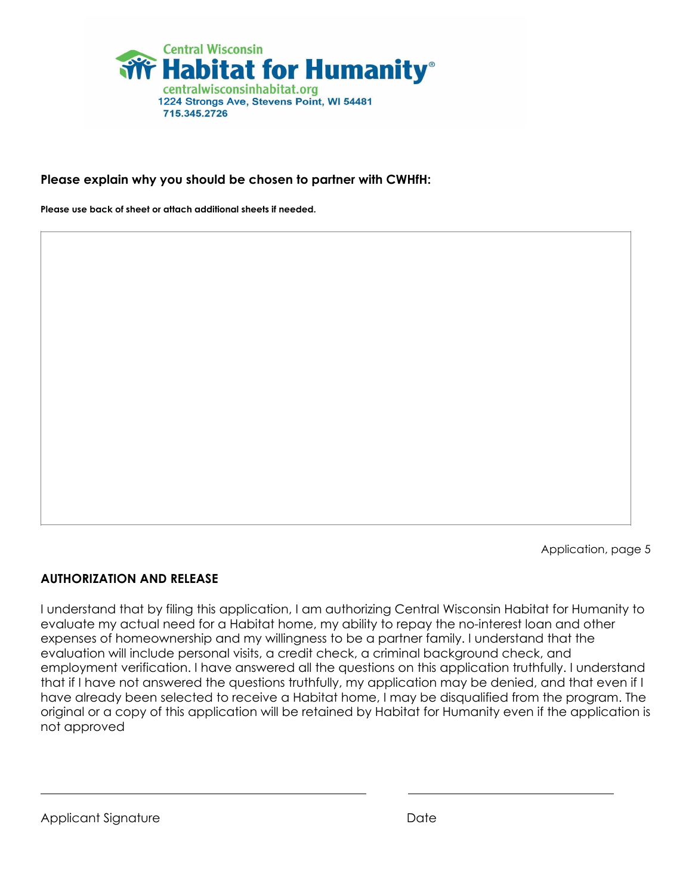Central Wisconsin
**Habitat for Humanity®**
centralwisconsinhabitat.org
1224 Strongs Ave, Stevens Point, WI 54481
715.345.2726

**Please explain why you should be chosen to partner with CWHfH:**

**Please use back of sheet or attach additional sheets if needed.**

Application, page 5

## AUTHORIZATION AND RELEASE

I understand that by filing this application, I am authorizing Central Wisconsin Habitat for Humanity to evaluate my actual need for a Habitat home, my ability to repay the no-interest loan and other expenses of homeownership and my willingness to be a partner family. I understand that the evaluation will include personal visits, a credit check, a criminal background check, and employment verification. I have answered all the questions on this application truthfully. I understand that if I have not answered the questions truthfully, my application may be denied, and that even if I have already been selected to receive a Habitat home, I may be disqualified from the program. The original or a copy of this application will be retained by Habitat for Humanity even if the application is not approved

\_\_\_\_\_\_\_\_\_\_\_\_\_\_\_\_\_\_\_\_\_\_\_\_\_\_\_\_\_\_\_\_\_\_\_\_\_\_\_\_ \_\_\_\_\_\_\_\_\_\_\_\_\_\_\_\_\_\_\_\_\_\_\_\_\_\_

Applicant Signature Date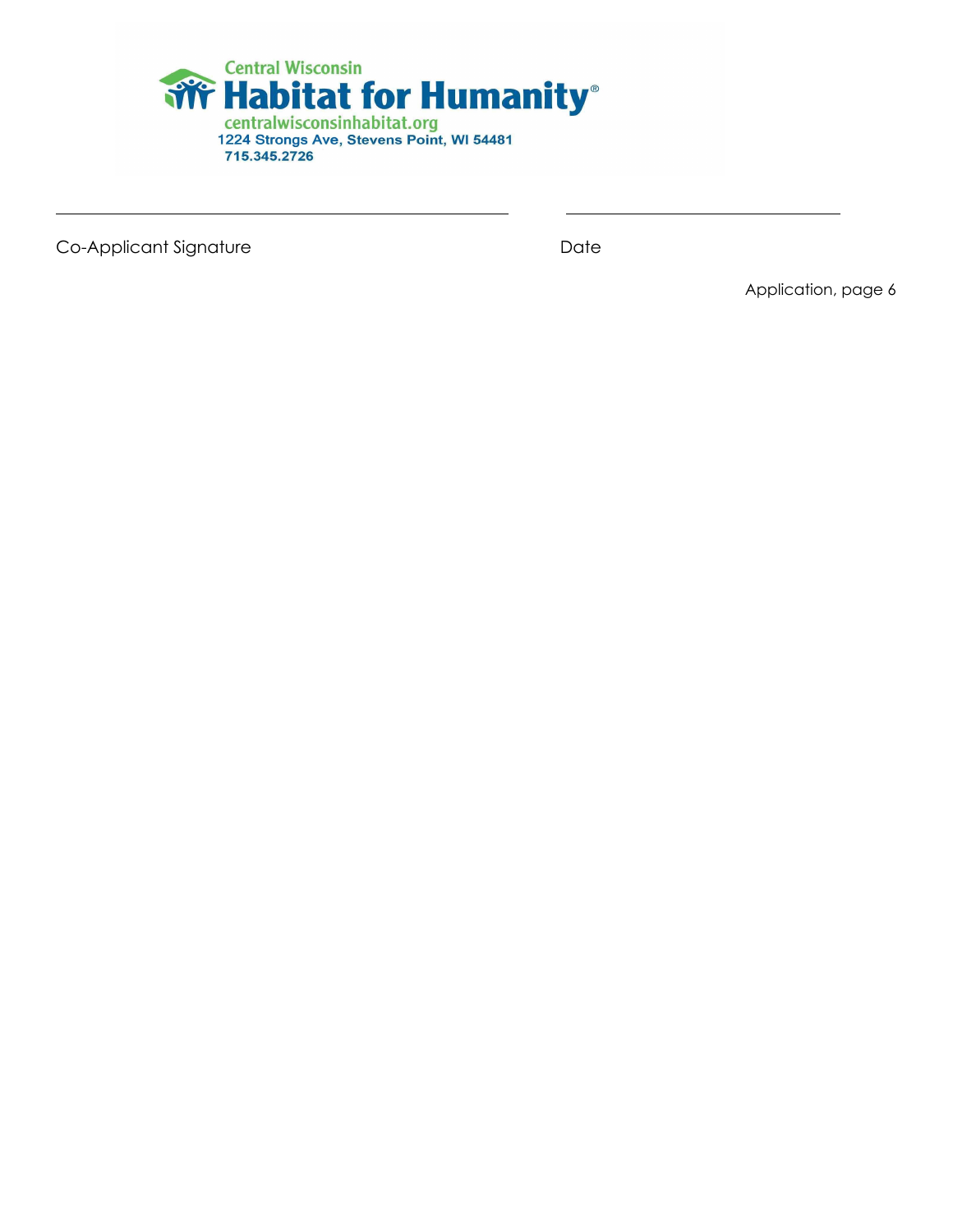Central Wisconsin
**Habitat for Humanity**®
centralwisconsinhabitat.org
1224 Strongs Ave, Stevens Point, WI 54481
715.345.2726

_______________________________________________ ____________________________

Co-Applicant Signature Date

Application, page 6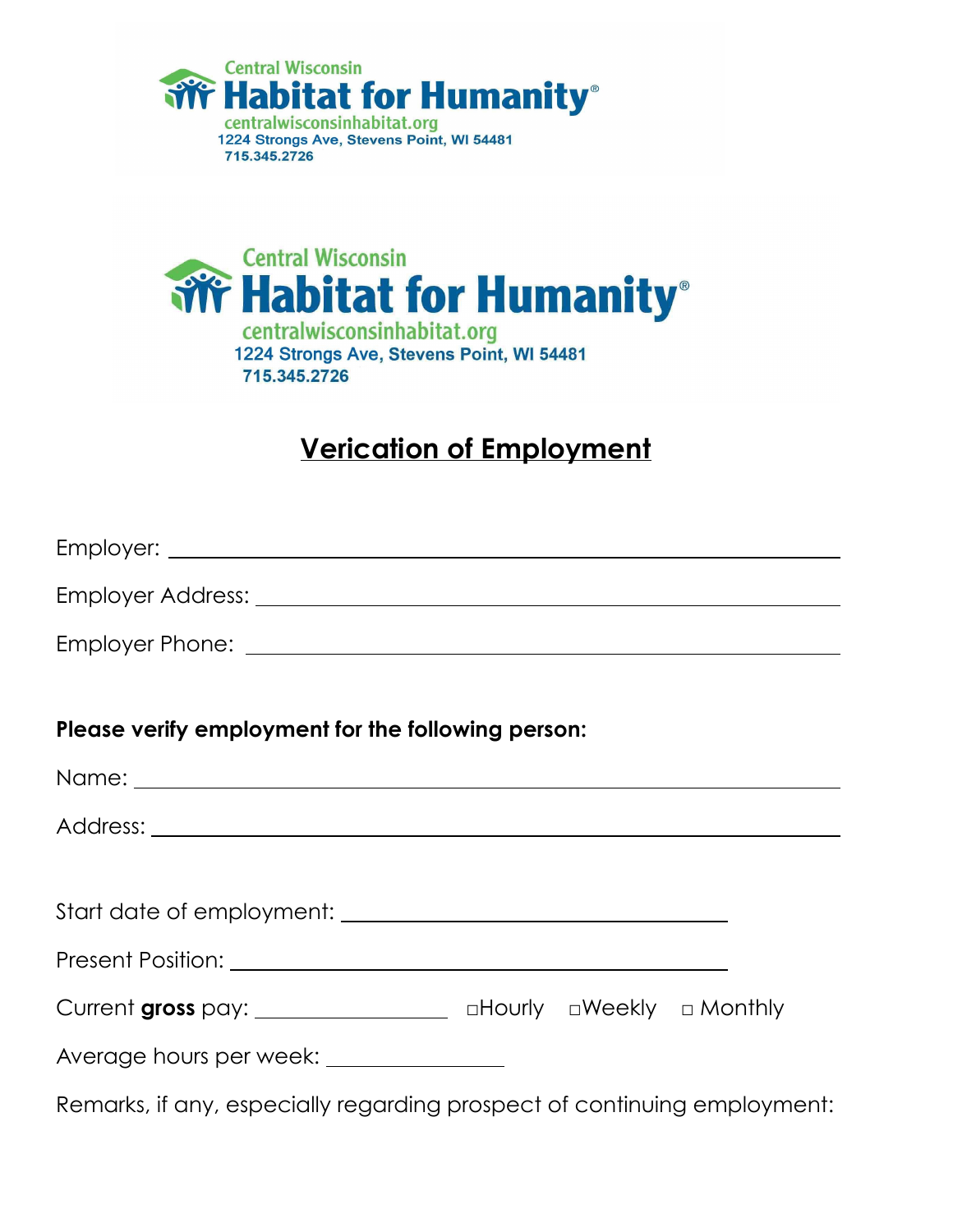Central Wisconsin
**Habitat for Humanity®**
centralwisconsinhabitat.org
1224 Strongs Ave, Stevens Point, WI 54481
715.345.2726

Central Wisconsin
**Habitat for Humanity®**
centralwisconsinhabitat.org
1224 Strongs Ave, Stevens Point, WI 54481
715.345.2726

# Verication of Employment

Employer: ______________________________________________

Employer Address: ______________________________________________

Employer Phone: ______________________________________________

**Please verify employment for the following person:**

Name: ______________________________________________

Address: ______________________________________________

Start date of employment: ______________________________

Present Position: ______________________________

Current **gross** pay: ______________ □Hourly □Weekly □ Monthly

Average hours per week: ______________

Remarks, if any, especially regarding prospect of continuing employment: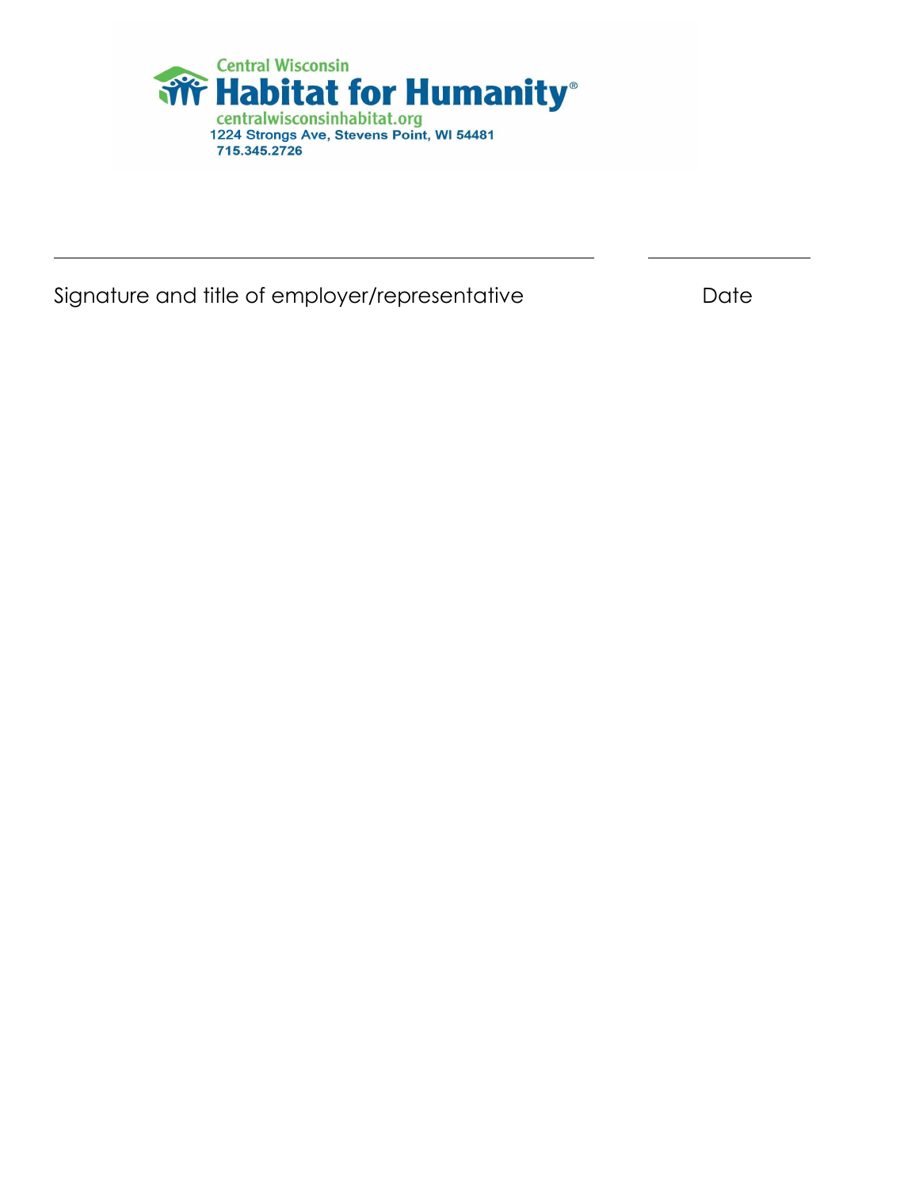Central Wisconsin
**Habitat for Humanity®**
centralwisconsinhabitat.org
1224 Strongs Ave, Stevens Point, WI 54481
715.345.2726

\_\_\_\_\_\_\_\_\_\_\_\_\_\_\_\_\_\_\_\_\_\_\_\_\_\_\_\_\_\_\_\_\_\_\_\_\_\_\_\_\_\_\_\_\_\_\_\_\_\_ \_\_\_\_\_\_\_\_\_\_\_\_\_\_\_

Signature and title of employer/representative Date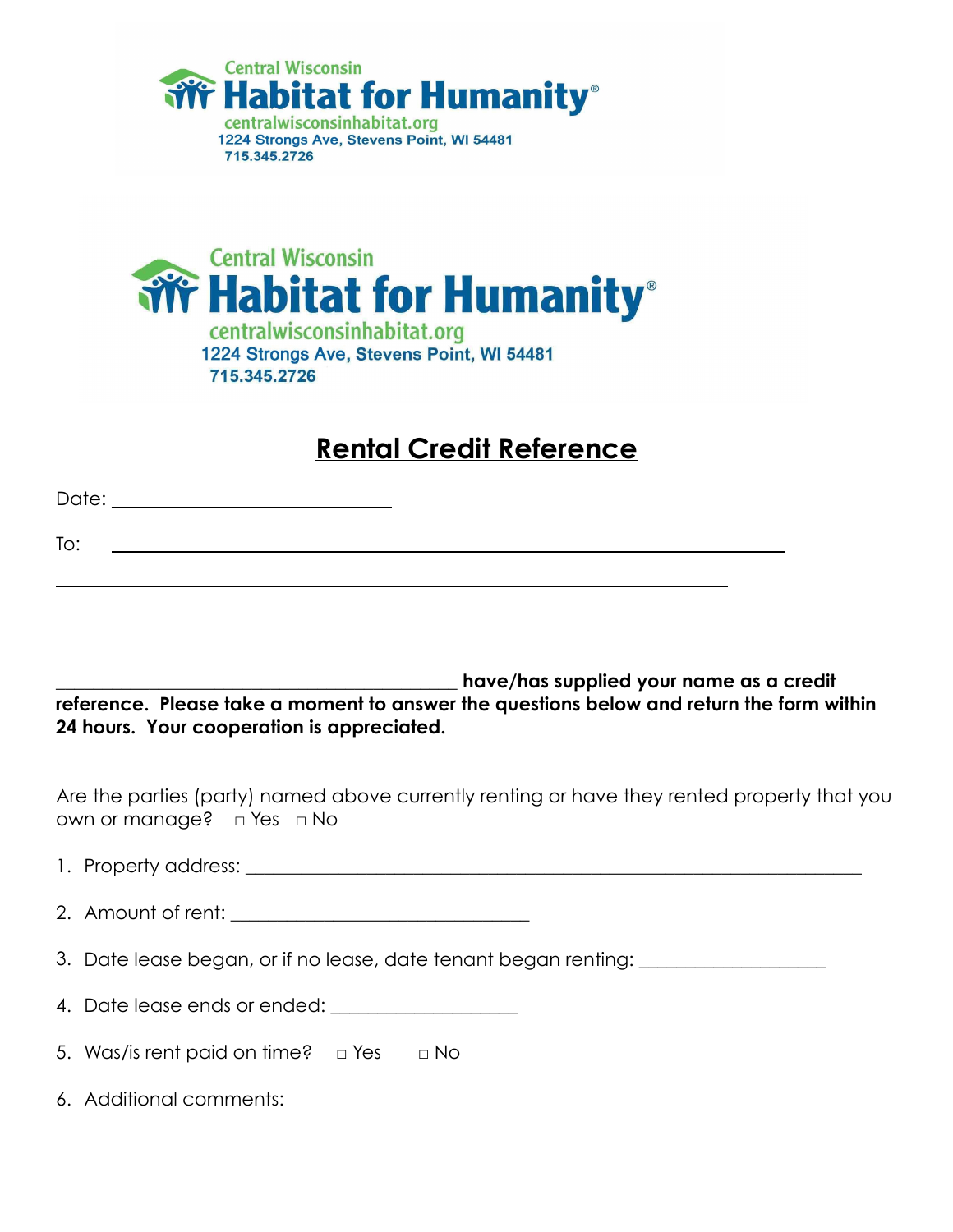Central Wisconsin
**Habitat for Humanity®**
centralwisconsinhabitat.org
1224 Strongs Ave, Stevens Point, WI 54481
715.345.2726

Central Wisconsin
**Habitat for Humanity®**
centralwisconsinhabitat.org
1224 Strongs Ave, Stevens Point, WI 54481
715.345.2726

# Rental Credit Reference

Date: ____________________________

To: ______________________________________________________________________

______________________________________________________________________

_____________________________________________ **have/has supplied your name as a credit reference. Please take a moment to answer the questions below and return the form within 24 hours. Your cooperation is appreciated.**

Are the parties (party) named above currently renting or have they rented property that you own or manage? □ Yes □ No

1. Property address: ______________________________________________________________
2. Amount of rent: ________________________________
3. Date lease began, or if no lease, date tenant began renting: ____________________
4. Date lease ends or ended: ____________________
5. Was/is rent paid on time? □ Yes □ No
6. Additional comments: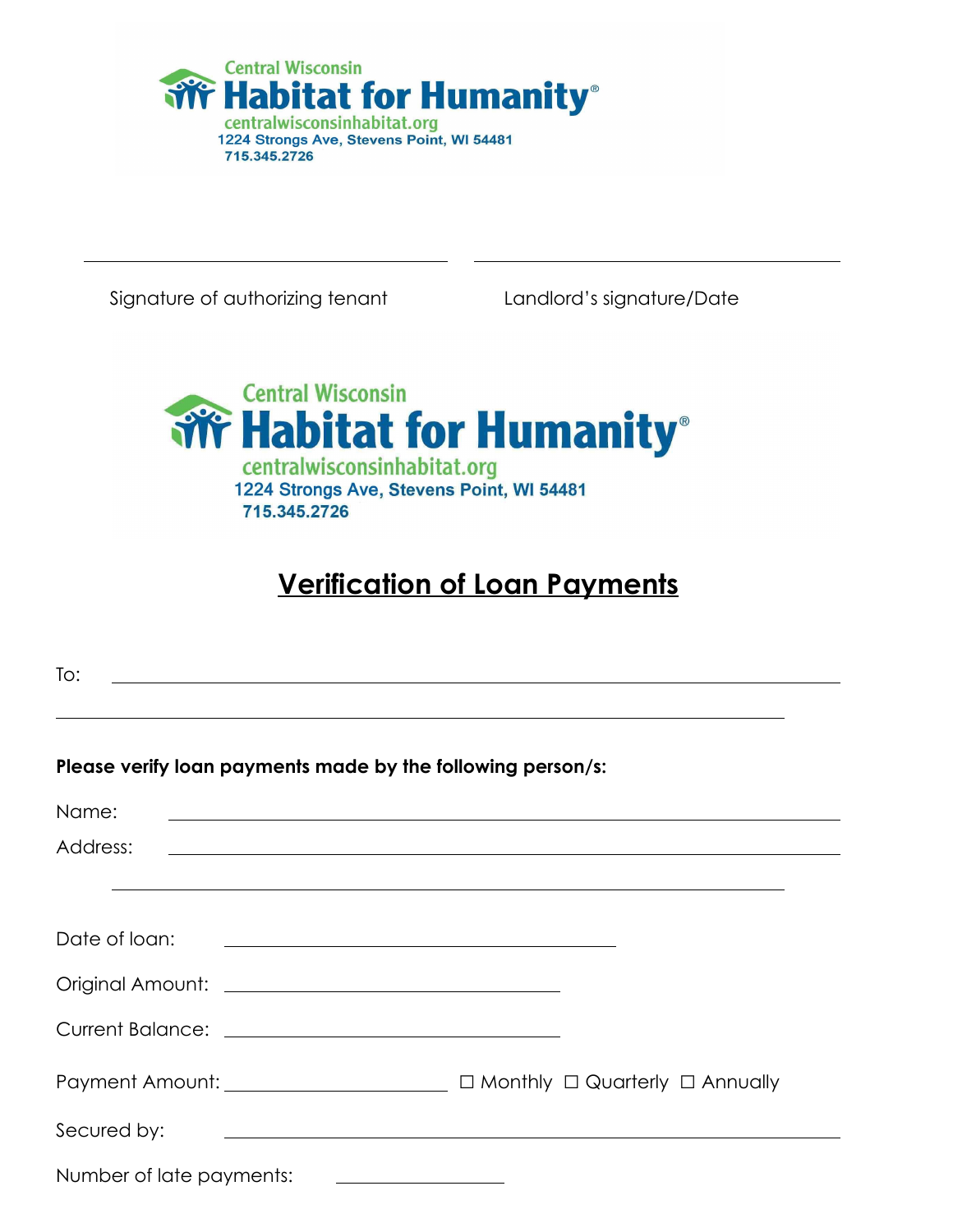Central Wisconsin
**Habitat for Humanity®**
centralwisconsinhabitat.org
1224 Strongs Ave, Stevens Point, WI 54481
715.345.2726

\_\_\_\_\_\_\_\_\_\_\_\_\_\_\_\_\_\_\_\_\_\_\_\_\_\_\_\_\_\_ \_\_\_\_\_\_\_\_\_\_\_\_\_\_\_\_\_\_\_\_\_\_\_\_\_\_\_\_\_\_

Signature of authorizing tenant Landlord's signature/Date

Central Wisconsin
**Habitat for Humanity®**
centralwisconsinhabitat.org
1224 Strongs Ave, Stevens Point, WI 54481
715.345.2726

# Verification of Loan Payments

To: \_\_\_\_\_\_\_\_\_\_\_\_\_\_\_\_\_\_\_\_\_\_\_\_\_\_\_\_\_\_\_\_\_\_\_\_\_\_\_\_\_\_\_\_\_\_\_\_

\_\_\_\_\_\_\_\_\_\_\_\_\_\_\_\_\_\_\_\_\_\_\_\_\_\_\_\_\_\_\_\_\_\_\_\_\_\_\_\_\_\_\_\_\_\_\_\_

**Please verify loan payments made by the following person/s:**

Name: \_\_\_\_\_\_\_\_\_\_\_\_\_\_\_\_\_\_\_\_\_\_\_\_\_\_\_\_\_\_\_\_\_\_\_\_\_\_\_\_\_\_\_\_

Address: \_\_\_\_\_\_\_\_\_\_\_\_\_\_\_\_\_\_\_\_\_\_\_\_\_\_\_\_\_\_\_\_\_\_\_\_\_\_\_\_\_\_\_\_

\_\_\_\_\_\_\_\_\_\_\_\_\_\_\_\_\_\_\_\_\_\_\_\_\_\_\_\_\_\_\_\_\_\_\_\_\_\_\_\_\_\_\_\_

Date of loan: \_\_\_\_\_\_\_\_\_\_\_\_\_\_\_\_\_\_\_\_\_\_\_\_\_\_\_\_

Original Amount: \_\_\_\_\_\_\_\_\_\_\_\_\_\_\_\_\_\_\_\_\_\_\_\_\_\_\_\_

Current Balance: \_\_\_\_\_\_\_\_\_\_\_\_\_\_\_\_\_\_\_\_\_\_\_\_\_\_\_\_

Payment Amount: \_\_\_\_\_\_\_\_\_\_\_\_\_\_\_\_\_\_ ☐ Monthly ☐ Quarterly ☐ Annually

Secured by: \_\_\_\_\_\_\_\_\_\_\_\_\_\_\_\_\_\_\_\_\_\_\_\_\_\_\_\_\_\_\_\_\_\_\_\_\_\_\_\_\_\_\_\_

Number of late payments: \_\_\_\_\_\_\_\_\_\_\_\_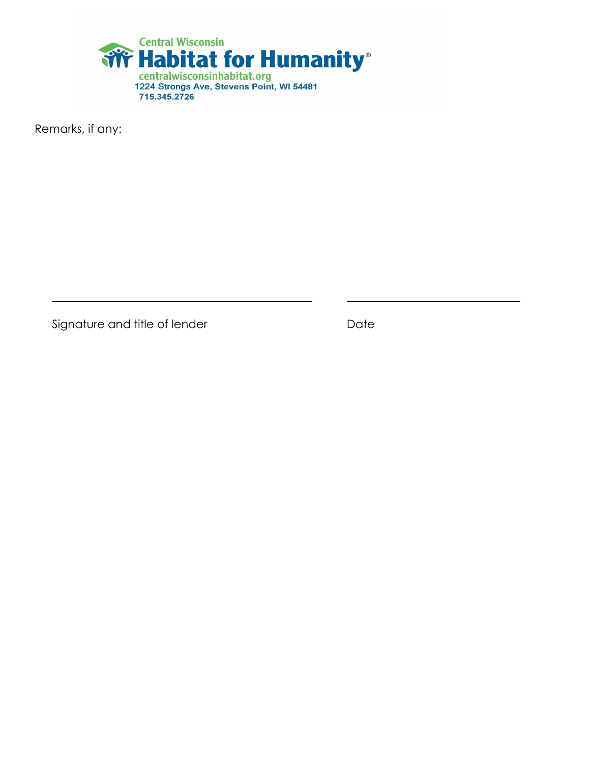Central Wisconsin
**Habitat for Humanity®**
centralwisconsinhabitat.org
1224 Strongs Ave, Stevens Point, WI 54481
715.345.2726

Remarks, if any:

\_\_\_\_\_\_\_\_\_\_\_\_\_\_\_\_\_\_\_\_\_\_\_\_\_\_\_\_\_\_\_\_\_\_\_\_\_\_\_\_ \_\_\_\_\_\_\_\_\_\_\_\_\_\_\_\_\_\_\_\_\_\_\_\_\_\_

Signature and title of lender Date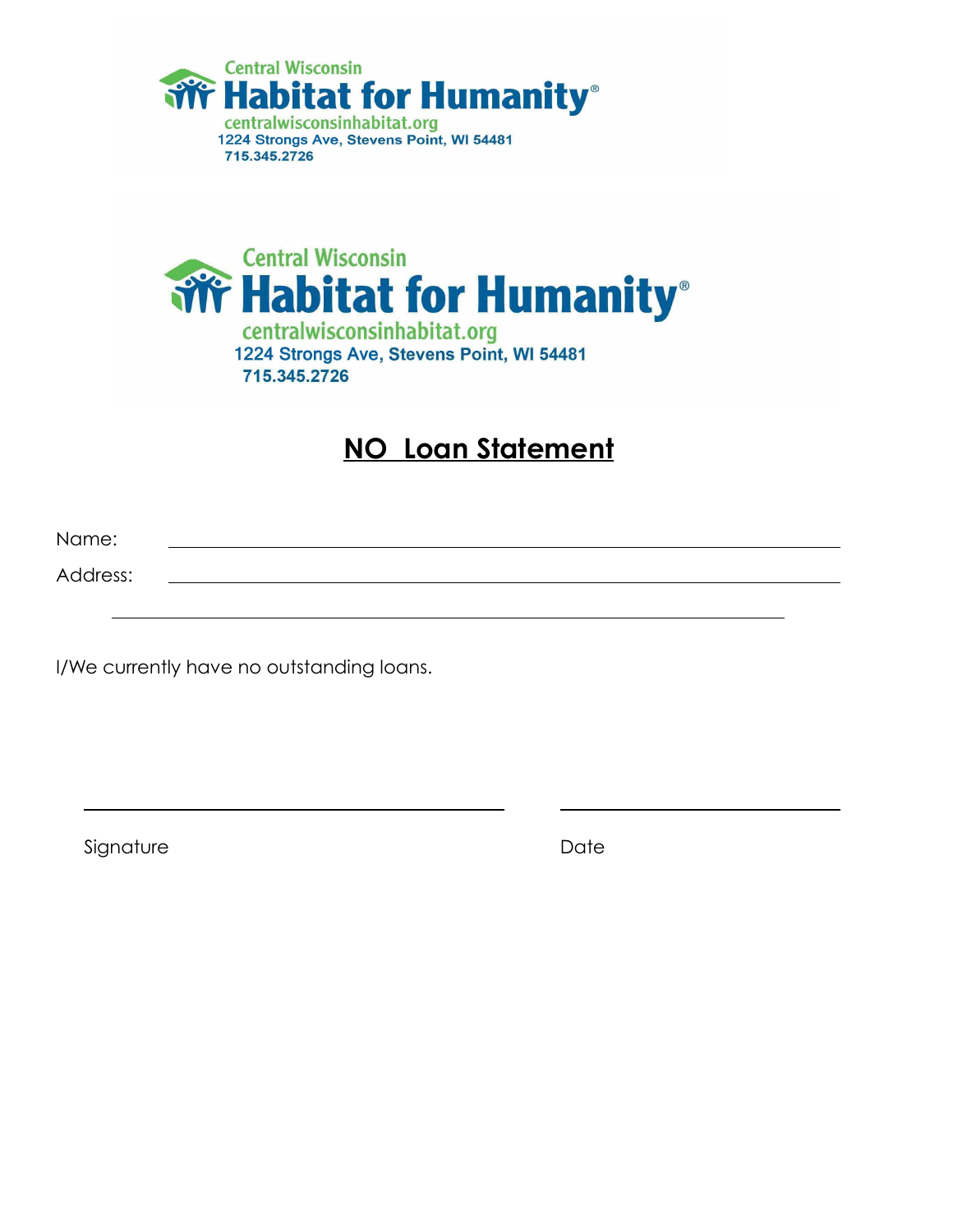Central Wisconsin
Habitat for Humanity®
centralwisconsinhabitat.org
1224 Strongs Ave, Stevens Point, WI 54481
715.345.2726

Central Wisconsin
Habitat for Humanity®
centralwisconsinhabitat.org
1224 Strongs Ave, Stevens Point, WI 54481
715.345.2726

# NO Loan Statement

Name: ______________________________________________

Address: ______________________________________________

______________________________________________

I/We currently have no outstanding loans.

______________________________ ______________________

Signature Date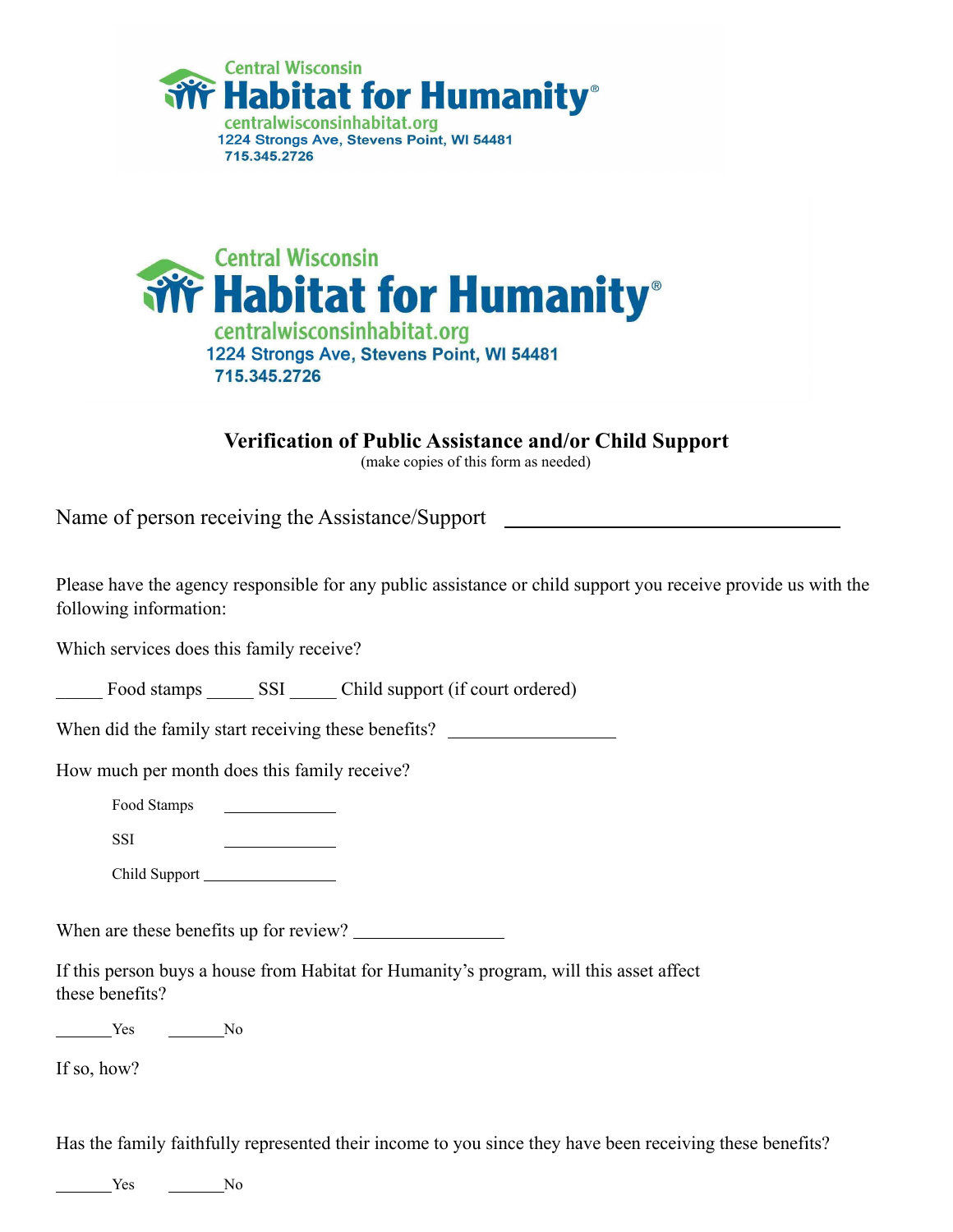Central Wisconsin
**Habitat for Humanity®**
centralwisconsinhabitat.org
1224 Strongs Ave, Stevens Point, WI 54481
715.345.2726

Central Wisconsin
**Habitat for Humanity®**
centralwisconsinhabitat.org
1224 Strongs Ave, Stevens Point, WI 54481
715.345.2726

## Verification of Public Assistance and/or Child Support

(make copies of this form as needed)

Name of person receiving the Assistance/Support ________________________________

Please have the agency responsible for any public assistance or child support you receive provide us with the following information:

Which services does this family receive?

_____ Food stamps _____ SSI _____ Child support (if court ordered)

When did the family start receiving these benefits? __________________

How much per month does this family receive?

Food Stamps _____________

SSI _____________

Child Support _______________

When are these benefits up for review? ________________

If this person buys a house from Habitat for Humanity's program, will this asset affect these benefits?

_______Yes _______No

If so, how?

Has the family faithfully represented their income to you since they have been receiving these benefits?

_______Yes _______No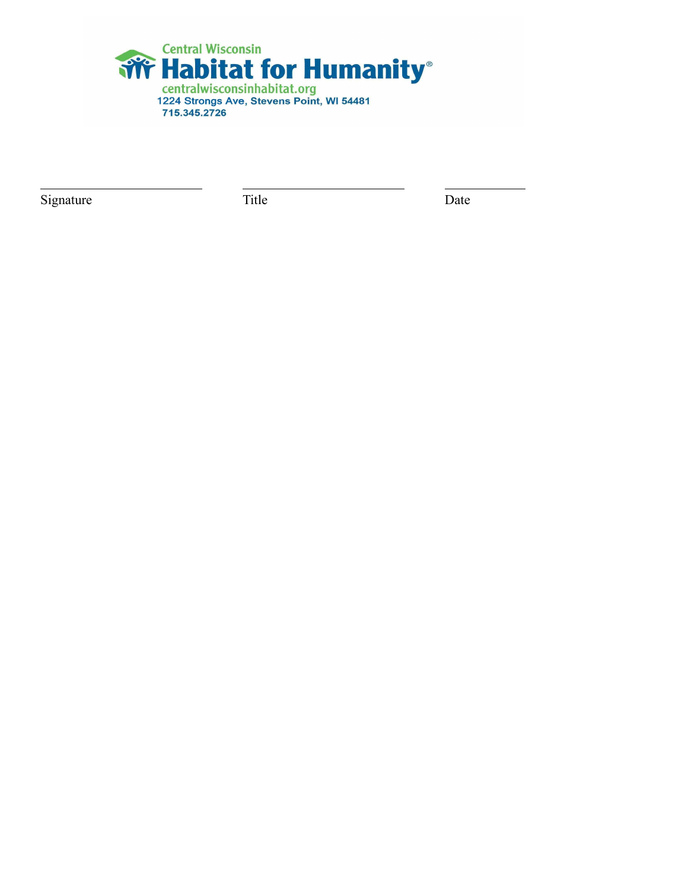Central Wisconsin

**Habitat for Humanity®**

centralwisconsinhabitat.org

1224 Strongs Ave, Stevens Point, WI 54481

715.345.2726

| Signature | Title | Date |
|---|---|---|
| ____________________ | ____________________ | __________ |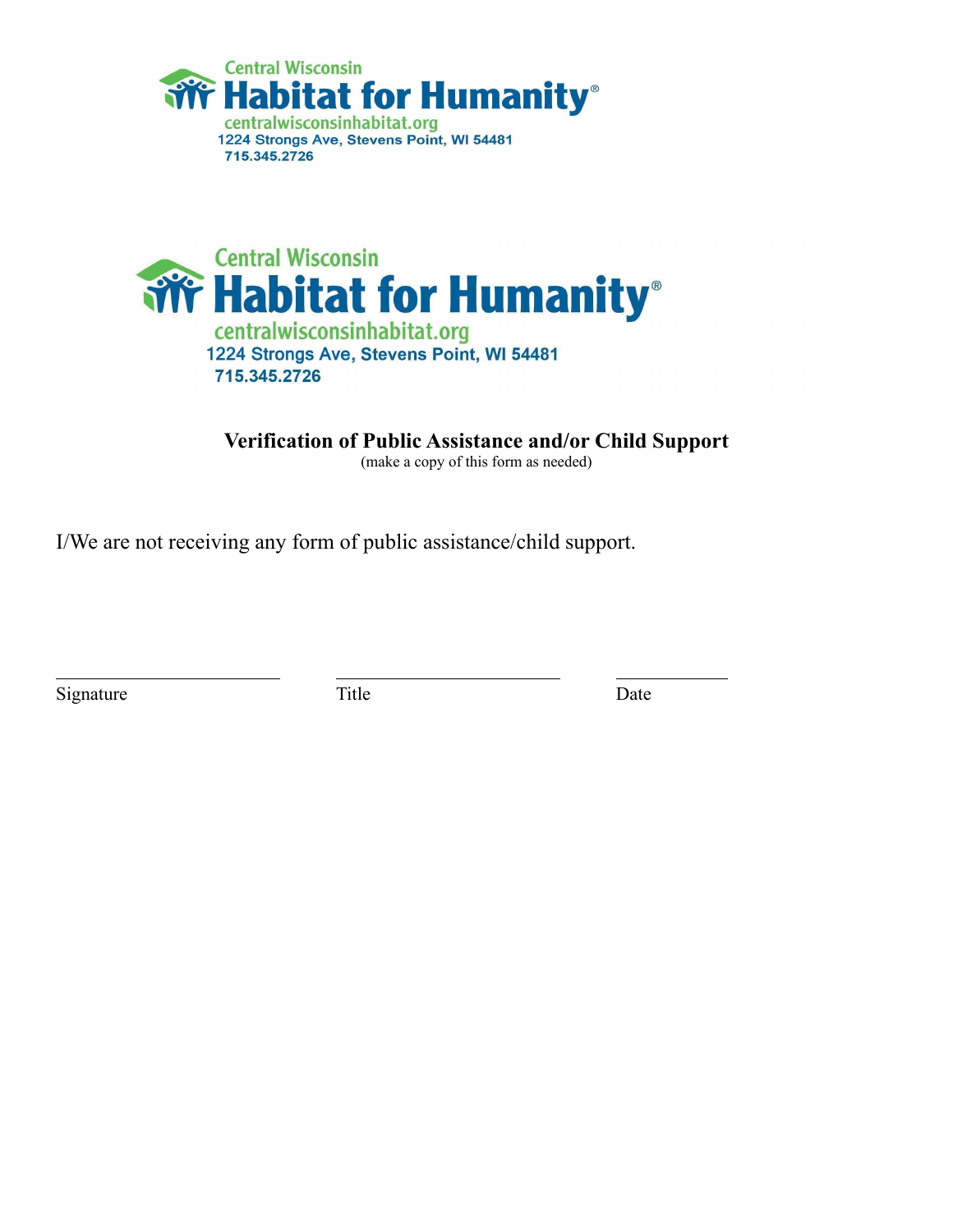Central Wisconsin
Habitat for Humanity®
centralwisconsinhabitat.org
1224 Strongs Ave, Stevens Point, WI 54481
715.345.2726

Central Wisconsin
Habitat for Humanity®
centralwisconsinhabitat.org
1224 Strongs Ave, Stevens Point, WI 54481
715.345.2726

## Verification of Public Assistance and/or Child Support

(make a copy of this form as needed)

I/We are not receiving any form of public assistance/child support.

| | | |
|---|---|---|
| ______________________ | ______________________ | __________ |
| Signature | Title | Date |